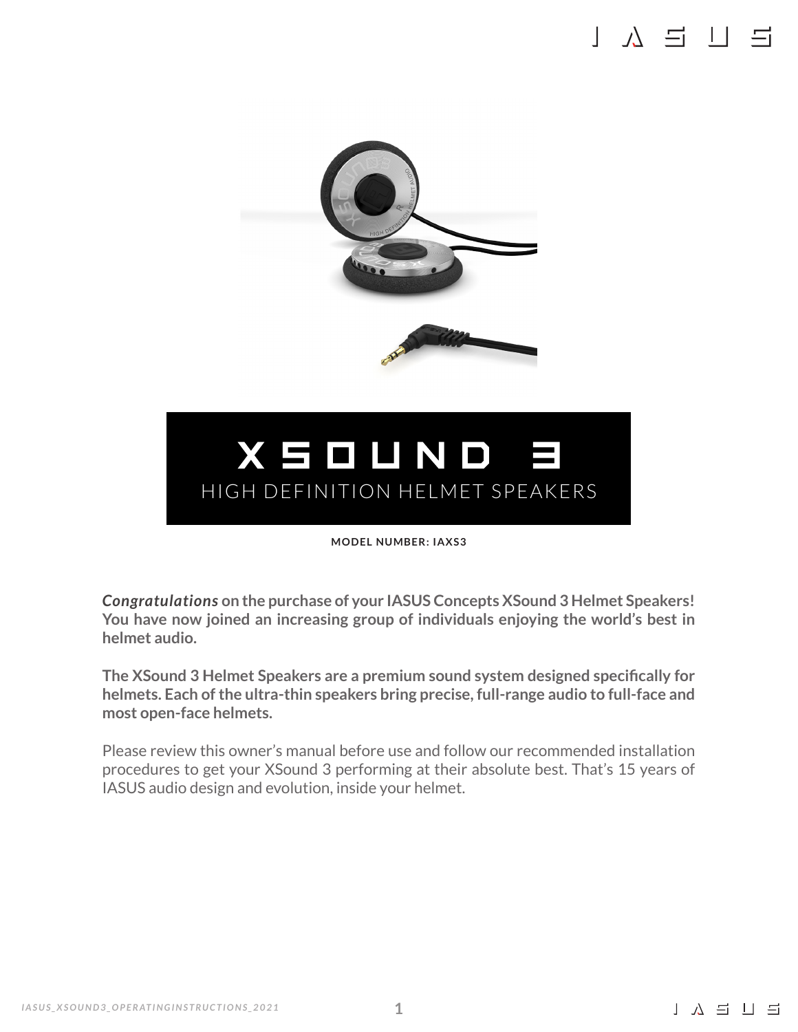# XSOUND 3

HIGH DEFINITION HELMET SPEAKERS

**MODEL NUMBER: IAXS3**

***Congratulations*** **on the purchase of your IASUS Concepts XSound 3 Helmet Speakers! You have now joined an increasing group of individuals enjoying the world's best in helmet audio.**

**The XSound 3 Helmet Speakers are a premium sound system designed specifically for helmets. Each of the ultra-thin speakers bring precise, full-range audio to full-face and most open-face helmets.**

Please review this owner's manual before use and follow our recommended installation procedures to get your XSound 3 performing at their absolute best. That's 15 years of IASUS audio design and evolution, inside your helmet.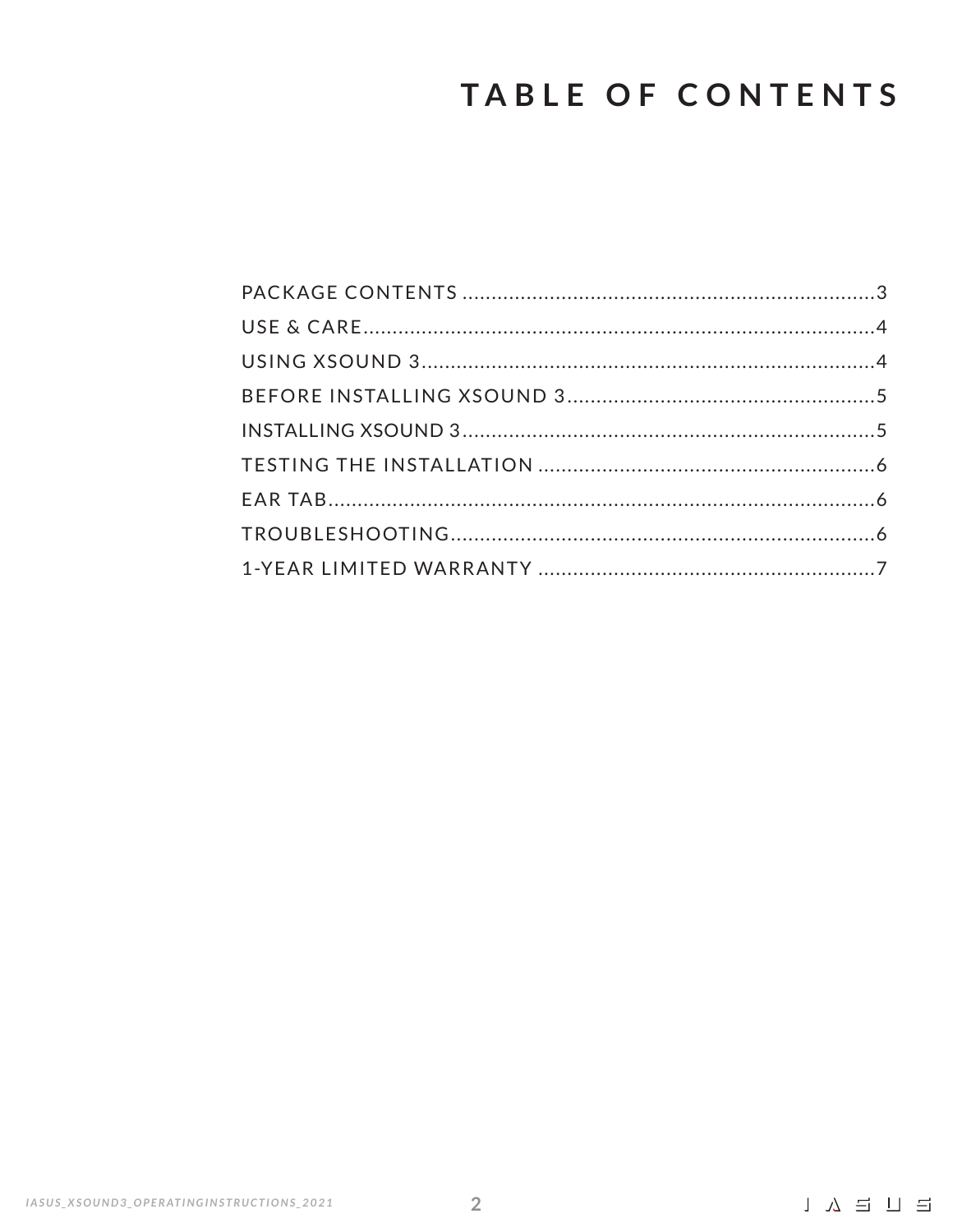# TABLE OF CONTENTS

PACKAGE CONTENTS .......................................................................3
USE & CARE.........................................................................................4
USING XSOUND 3...............................................................................4
BEFORE INSTALLING XSOUND 3.....................................................5
INSTALLING XSOUND 3.......................................................................5
TESTING THE INSTALLATION ..........................................................6
EAR TAB................................................................................................6
TROUBLESHOOTING.........................................................................6
1-YEAR LIMITED WARRANTY ..........................................................7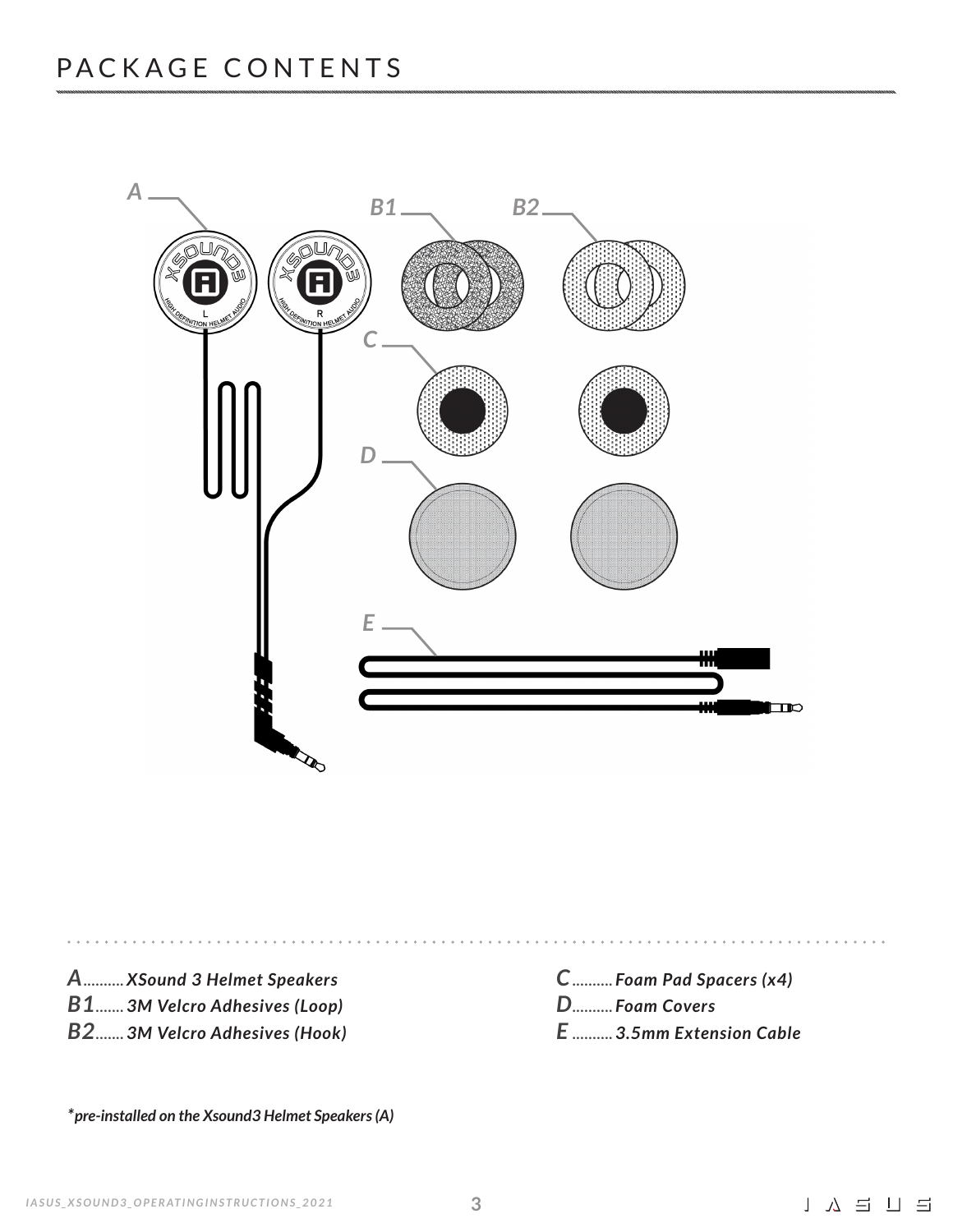# PACKAGE CONTENTS

- ***A**.......... XSound 3 Helmet Speakers*
- ***B1**....... 3M Velcro Adhesives (Loop)*
- ***B2**....... 3M Velcro Adhesives (Hook)*
- ***C**.......... Foam Pad Spacers (x4)*
- ***D**.......... Foam Covers*
- ***E**.......... 3.5mm Extension Cable*

****pre-installed on the Xsound3 Helmet Speakers (A)***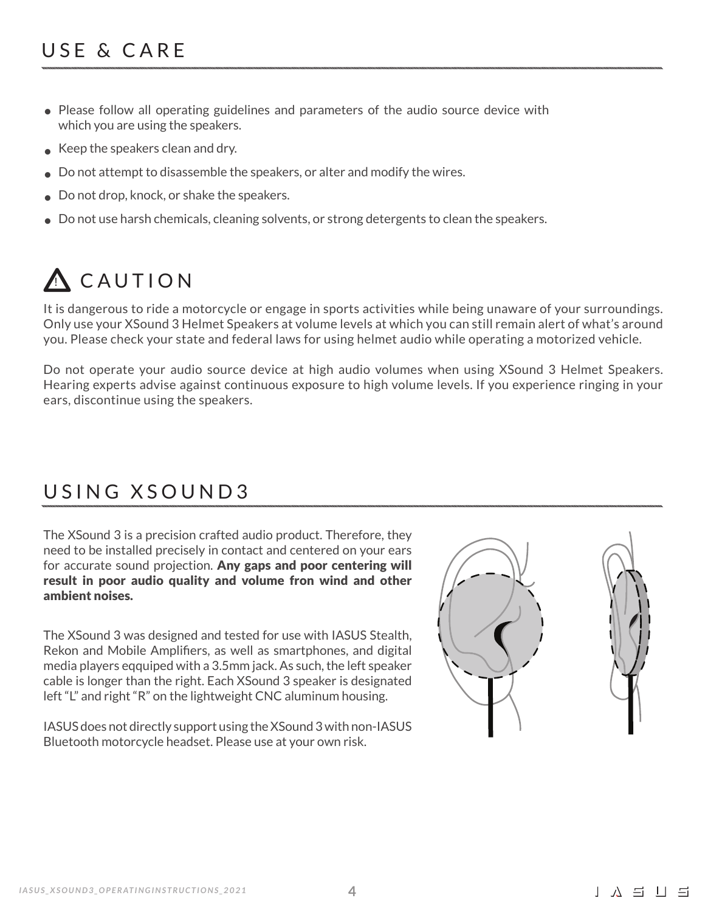# USE & CARE

- Please follow all operating guidelines and parameters of the audio source device with which you are using the speakers.
- Keep the speakers clean and dry.
- Do not attempt to disassemble the speakers, or alter and modify the wires.
- Do not drop, knock, or shake the speakers.
- Do not use harsh chemicals, cleaning solvents, or strong detergents to clean the speakers.

# ⚠ CAUTION

It is dangerous to ride a motorcycle or engage in sports activities while being unaware of your surroundings. Only use your XSound 3 Helmet Speakers at volume levels at which you can still remain alert of what's around you. Please check your state and federal laws for using helmet audio while operating a motorized vehicle.

Do not operate your audio source device at high audio volumes when using XSound 3 Helmet Speakers. Hearing experts advise against continuous exposure to high volume levels. If you experience ringing in your ears, discontinue using the speakers.

# USING XSOUND3

The XSound 3 is a precision crafted audio product. Therefore, they need to be installed precisely in contact and centered on your ears for accurate sound projection. **Any gaps and poor centering will result in poor audio quality and volume fron wind and other ambient noises.**

The XSound 3 was designed and tested for use with IASUS Stealth, Rekon and Mobile Amplifiers, as well as smartphones, and digital media players eqquiped with a 3.5mm jack. As such, the left speaker cable is longer than the right. Each XSound 3 speaker is designated left "L" and right "R" on the lightweight CNC aluminum housing.

IASUS does not directly support using the XSound 3 with non-IASUS Bluetooth motorcycle headset. Please use at your own risk.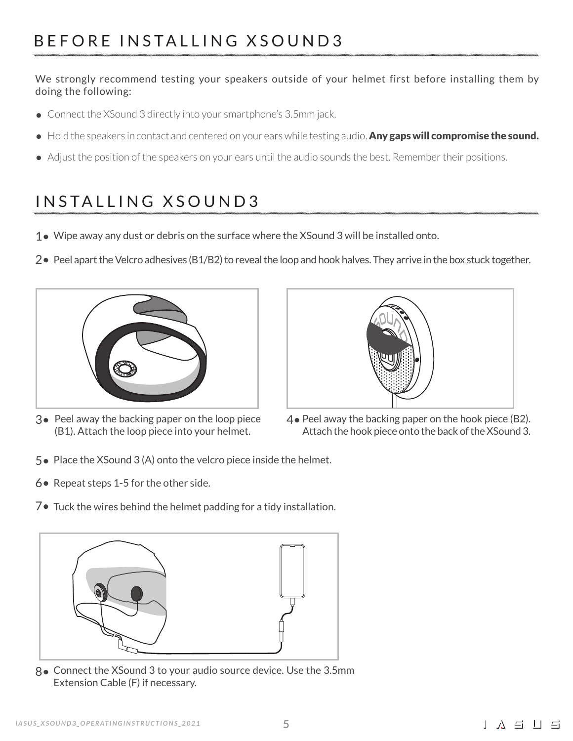# BEFORE INSTALLING XSOUND3

We strongly recommend testing your speakers outside of your helmet first before installing them by doing the following:

- Connect the XSound 3 directly into your smartphone's 3.5mm jack.
- Hold the speakers in contact and centered on your ears while testing audio. **Any gaps will compromise the sound.**
- Adjust the position of the speakers on your ears until the audio sounds the best. Remember their positions.

# INSTALLING XSOUND3

1. Wipe away any dust or debris on the surface where the XSound 3 will be installed onto.
2. Peel apart the Velcro adhesives (B1/B2) to reveal the loop and hook halves. They arrive in the box stuck together.
3. Peel away the backing paper on the loop piece (B1). Attach the loop piece into your helmet.
4. Peel away the backing paper on the hook piece (B2). Attach the hook piece onto the back of the XSound 3.
5. Place the XSound 3 (A) onto the velcro piece inside the helmet.
6. Repeat steps 1-5 for the other side.
7. Tuck the wires behind the helmet padding for a tidy installation.
8. Connect the XSound 3 to your audio source device. Use the 3.5mm Extension Cable (F) if necessary.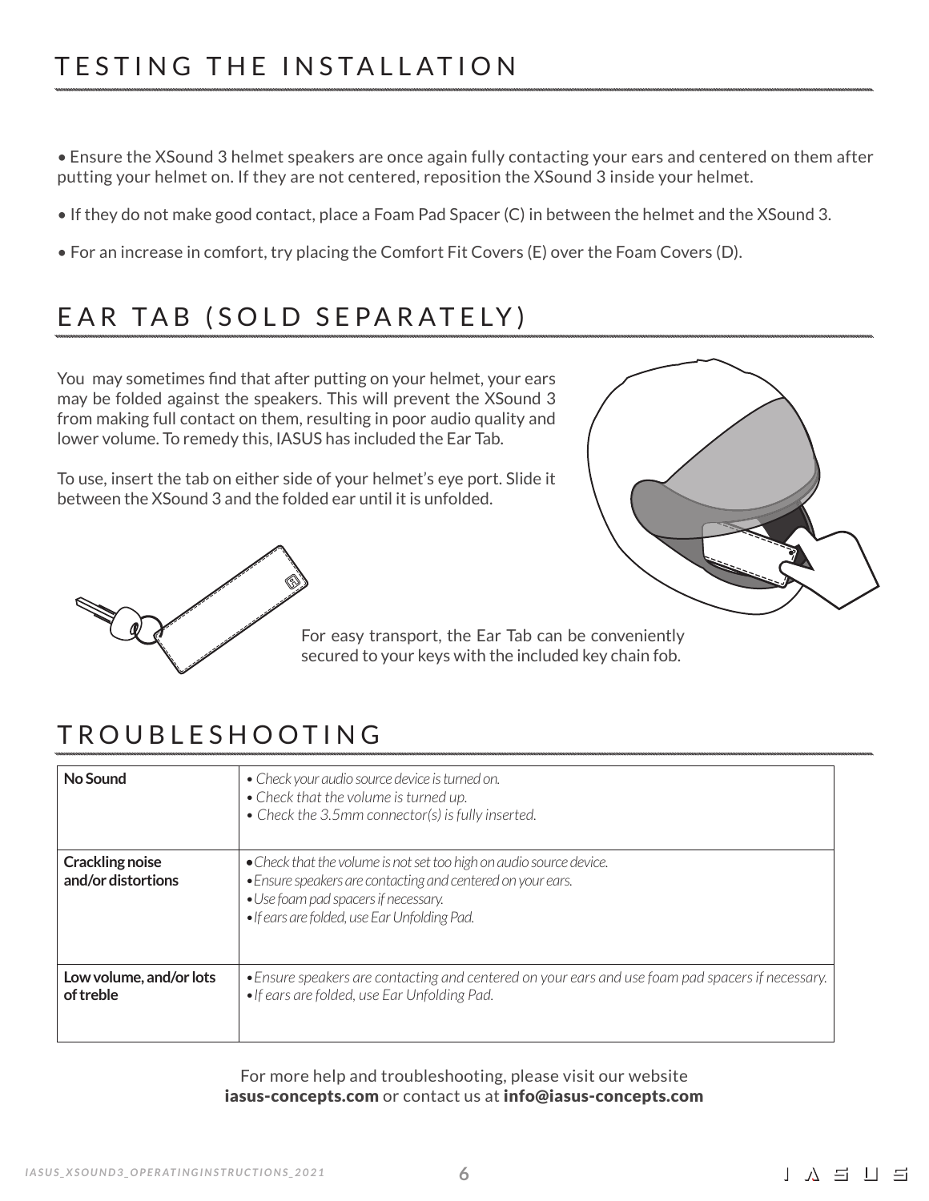# TESTING THE INSTALLATION

- Ensure the XSound 3 helmet speakers are once again fully contacting your ears and centered on them after putting your helmet on. If they are not centered, reposition the XSound 3 inside your helmet.
- If they do not make good contact, place a Foam Pad Spacer (C) in between the helmet and the XSound 3.
- For an increase in comfort, try placing the Comfort Fit Covers (E) over the Foam Covers (D).

# EAR TAB (SOLD SEPARATELY)

You may sometimes find that after putting on your helmet, your ears may be folded against the speakers. This will prevent the XSound 3 from making full contact on them, resulting in poor audio quality and lower volume. To remedy this, IASUS has included the Ear Tab.

To use, insert the tab on either side of your helmet's eye port. Slide it between the XSound 3 and the folded ear until it is unfolded.

For easy transport, the Ear Tab can be conveniently secured to your keys with the included key chain fob.

# TROUBLESHOOTING

| | |
|---|---|
| **No Sound** | *• Check your audio source device is turned on.*<br>*• Check that the volume is turned up.*<br>*• Check the 3.5mm connector(s) is fully inserted.* |
| **Crackling noise and/or distortions** | *• Check that the volume is not set too high on audio source device.*<br>*• Ensure speakers are contacting and centered on your ears.*<br>*• Use foam pad spacers if necessary.*<br>*• If ears are folded, use Ear Unfolding Pad.* |
| **Low volume, and/or lots of treble** | *• Ensure speakers are contacting and centered on your ears and use foam pad spacers if necessary.*<br>*• If ears are folded, use Ear Unfolding Pad.* |

For more help and troubleshooting, please visit our website **iasus-concepts.com** or contact us at **info@iasus-concepts.com**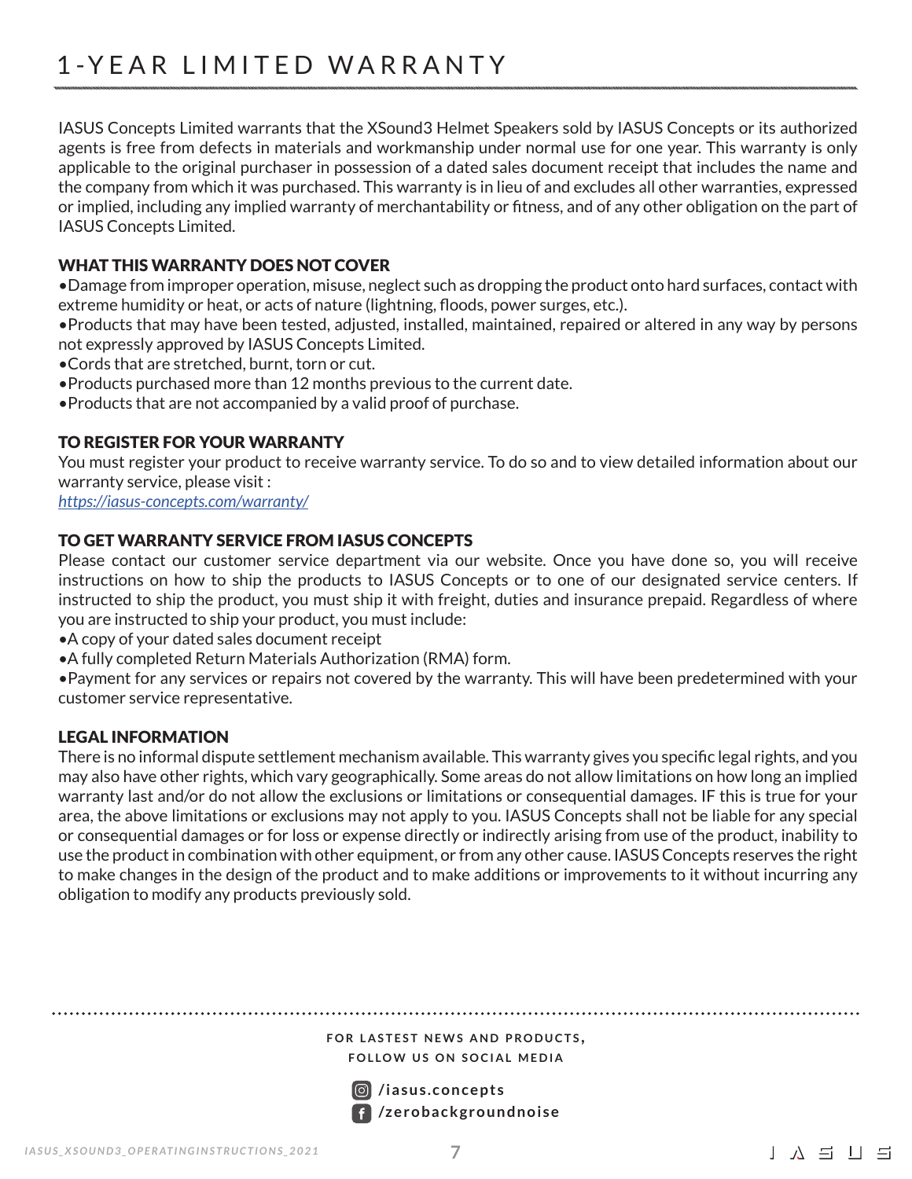# 1-YEAR LIMITED WARRANTY

IASUS Concepts Limited warrants that the XSound3 Helmet Speakers sold by IASUS Concepts or its authorized agents is free from defects in materials and workmanship under normal use for one year. This warranty is only applicable to the original purchaser in possession of a dated sales document receipt that includes the name and the company from which it was purchased. This warranty is in lieu of and excludes all other warranties, expressed or implied, including any implied warranty of merchantability or fitness, and of any other obligation on the part of IASUS Concepts Limited.

### WHAT THIS WARRANTY DOES NOT COVER

- Damage from improper operation, misuse, neglect such as dropping the product onto hard surfaces, contact with extreme humidity or heat, or acts of nature (lightning, floods, power surges, etc.).
- Products that may have been tested, adjusted, installed, maintained, repaired or altered in any way by persons not expressly approved by IASUS Concepts Limited.
- Cords that are stretched, burnt, torn or cut.
- Products purchased more than 12 months previous to the current date.
- Products that are not accompanied by a valid proof of purchase.

### TO REGISTER FOR YOUR WARRANTY

You must register your product to receive warranty service. To do so and to view detailed information about our warranty service, please visit :
*https://iasus-concepts.com/warranty/*

### TO GET WARRANTY SERVICE FROM IASUS CONCEPTS

Please contact our customer service department via our website. Once you have done so, you will receive instructions on how to ship the products to IASUS Concepts or to one of our designated service centers. If instructed to ship the product, you must ship it with freight, duties and insurance prepaid. Regardless of where you are instructed to ship your product, you must include:

- A copy of your dated sales document receipt
- A fully completed Return Materials Authorization (RMA) form.
- Payment for any services or repairs not covered by the warranty. This will have been predetermined with your customer service representative.

### LEGAL INFORMATION

There is no informal dispute settlement mechanism available. This warranty gives you specific legal rights, and you may also have other rights, which vary geographically. Some areas do not allow limitations on how long an implied warranty last and/or do not allow the exclusions or limitations or consequential damages. IF this is true for your area, the above limitations or exclusions may not apply to you. IASUS Concepts shall not be liable for any special or consequential damages or for loss or expense directly or indirectly arising from use of the product, inability to use the product in combination with other equipment, or from any other cause. IASUS Concepts reserves the right to make changes in the design of the product and to make additions or improvements to it without incurring any obligation to modify any products previously sold.

**FOR LASTEST NEWS AND PRODUCTS,**
**FOLLOW US ON SOCIAL MEDIA**

**/iasus.concepts**
**/zerobackgroundnoise**